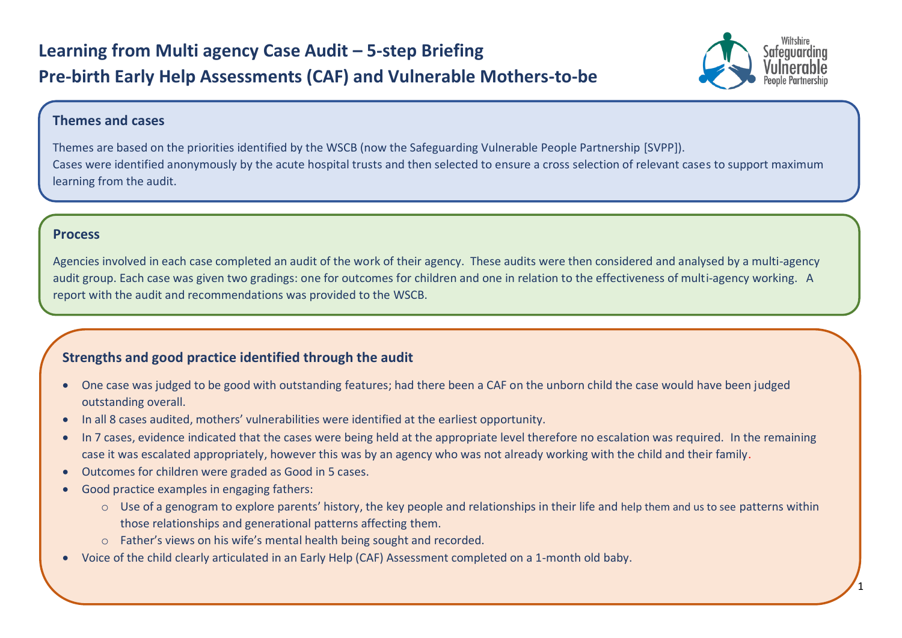# Learning from Multi agency Case Audit – 5-step Briefing

# Pre-birth Early Help Assessments (CAF) and Vulnerable Mothers-to-be

Wiltshire Safeguarding Vulnerable People Partnership

## Themes and cases

Themes are based on the priorities identified by the WSCB (now the Safeguarding Vulnerable People Partnership [SVPP]).
Cases were identified anonymously by the acute hospital trusts and then selected to ensure a cross selection of relevant cases to support maximum learning from the audit.

## Process

Agencies involved in each case completed an audit of the work of their agency. These audits were then considered and analysed by a multi-agency audit group. Each case was given two gradings: one for outcomes for children and one in relation to the effectiveness of multi-agency working. A report with the audit and recommendations was provided to the WSCB.

## Strengths and good practice identified through the audit

- One case was judged to be good with outstanding features; had there been a CAF on the unborn child the case would have been judged outstanding overall.
- In all 8 cases audited, mothers' vulnerabilities were identified at the earliest opportunity.
- In 7 cases, evidence indicated that the cases were being held at the appropriate level therefore no escalation was required. In the remaining case it was escalated appropriately, however this was by an agency who was not already working with the child and their family.
- Outcomes for children were graded as Good in 5 cases.
- Good practice examples in engaging fathers:
  - Use of a genogram to explore parents' history, the key people and relationships in their life and help them and us to see patterns within those relationships and generational patterns affecting them.
  - Father's views on his wife's mental health being sought and recorded.
- Voice of the child clearly articulated in an Early Help (CAF) Assessment completed on a 1-month old baby.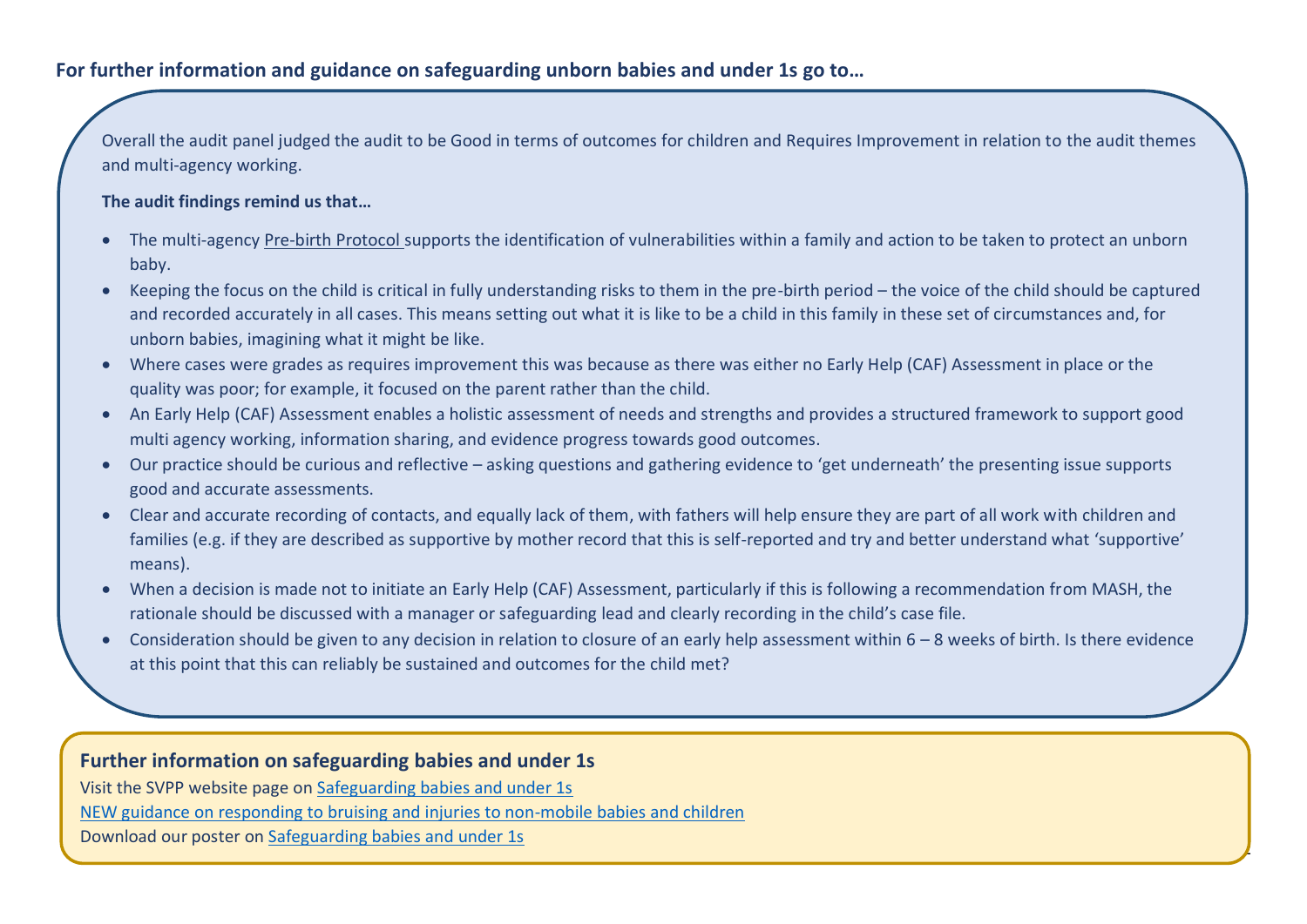**For further information and guidance on safeguarding unborn babies and under 1s go to…**

Overall the audit panel judged the audit to be Good in terms of outcomes for children and Requires Improvement in relation to the audit themes and multi-agency working.

**The audit findings remind us that…**

- The multi-agency Pre-birth Protocol supports the identification of vulnerabilities within a family and action to be taken to protect an unborn baby.
- Keeping the focus on the child is critical in fully understanding risks to them in the pre-birth period – the voice of the child should be captured and recorded accurately in all cases. This means setting out what it is like to be a child in this family in these set of circumstances and, for unborn babies, imagining what it might be like.
- Where cases were grades as requires improvement this was because as there was either no Early Help (CAF) Assessment in place or the quality was poor; for example, it focused on the parent rather than the child.
- An Early Help (CAF) Assessment enables a holistic assessment of needs and strengths and provides a structured framework to support good multi agency working, information sharing, and evidence progress towards good outcomes.
- Our practice should be curious and reflective – asking questions and gathering evidence to 'get underneath' the presenting issue supports good and accurate assessments.
- Clear and accurate recording of contacts, and equally lack of them, with fathers will help ensure they are part of all work with children and families (e.g. if they are described as supportive by mother record that this is self-reported and try and better understand what 'supportive' means).
- When a decision is made not to initiate an Early Help (CAF) Assessment, particularly if this is following a recommendation from MASH, the rationale should be discussed with a manager or safeguarding lead and clearly recording in the child's case file.
- Consideration should be given to any decision in relation to closure of an early help assessment within 6 – 8 weeks of birth. Is there evidence at this point that this can reliably be sustained and outcomes for the child met?

**Further information on safeguarding babies and under 1s**

Visit the SVPP website page on Safeguarding babies and under 1s

NEW guidance on responding to bruising and injuries to non-mobile babies and children

Download our poster on Safeguarding babies and under 1s